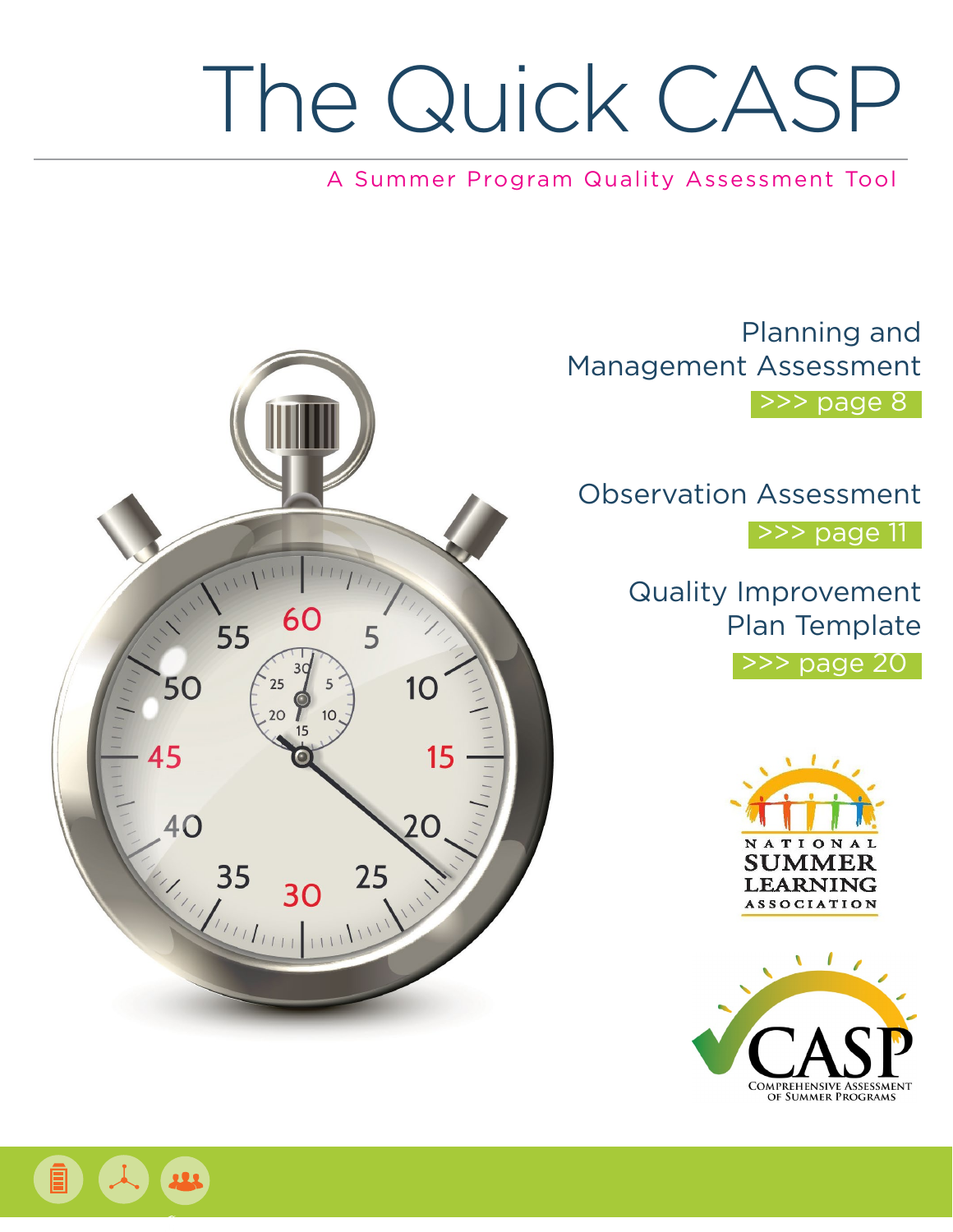# The Quick CASP

A Summer Program Quality Assessment Tool

Planning and Management Assessment
>>> page 8

Observation Assessment
>>> page 11

Quality Improvement Plan Template
>>> page 20

NATIONAL SUMMER LEARNING ASSOCIATION

CASP
COMPREHENSIVE ASSESSMENT OF SUMMER PROGRAMS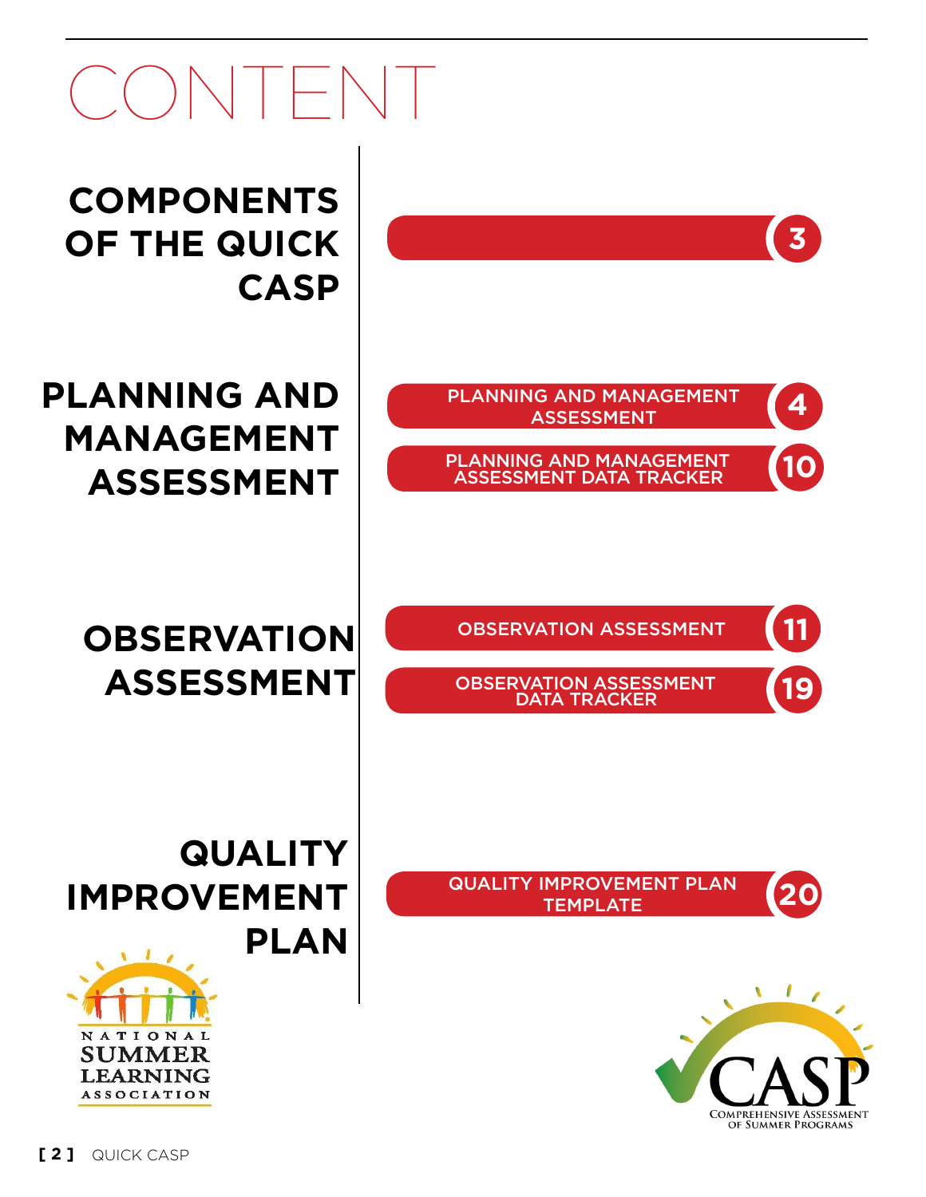# CONTENT

## COMPONENTS OF THE QUICK CASP

- 3

## PLANNING AND MANAGEMENT ASSESSMENT

- PLANNING AND MANAGEMENT ASSESSMENT — 4
- PLANNING AND MANAGEMENT ASSESSMENT DATA TRACKER — 10

## OBSERVATION ASSESSMENT

- OBSERVATION ASSESSMENT — 11
- OBSERVATION ASSESSMENT DATA TRACKER — 19

## QUALITY IMPROVEMENT PLAN

- QUALITY IMPROVEMENT PLAN TEMPLATE — 20

NATIONAL SUMMER LEARNING ASSOCIATION

CASP COMPREHENSIVE ASSESSMENT OF SUMMER PROGRAMS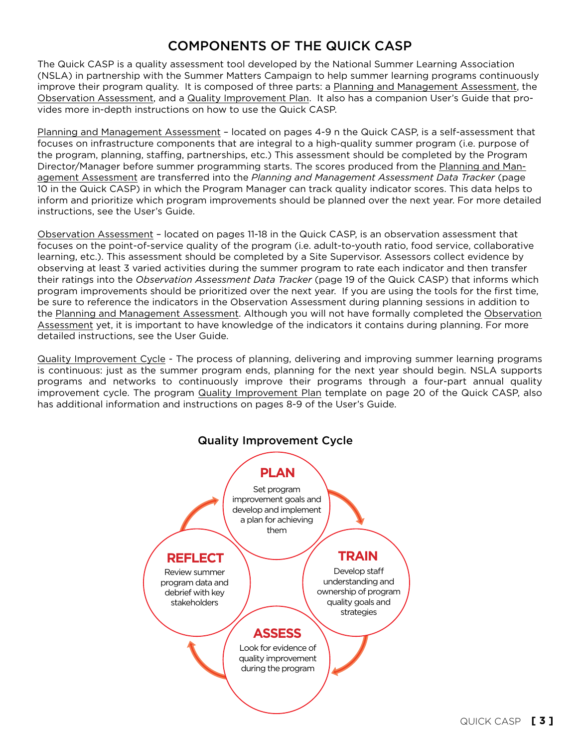# COMPONENTS OF THE QUICK CASP

The Quick CASP is a quality assessment tool developed by the National Summer Learning Association (NSLA) in partnership with the Summer Matters Campaign to help summer learning programs continuously improve their program quality. It is composed of three parts: a Planning and Management Assessment, the Observation Assessment, and a Quality Improvement Plan. It also has a companion User's Guide that provides more in-depth instructions on how to use the Quick CASP.

Planning and Management Assessment – located on pages 4-9 n the Quick CASP, is a self-assessment that focuses on infrastructure components that are integral to a high-quality summer program (i.e. purpose of the program, planning, staffing, partnerships, etc.) This assessment should be completed by the Program Director/Manager before summer programming starts. The scores produced from the Planning and Management Assessment are transferred into the *Planning and Management Assessment Data Tracker* (page 10 in the Quick CASP) in which the Program Manager can track quality indicator scores. This data helps to inform and prioritize which program improvements should be planned over the next year. For more detailed instructions, see the User's Guide.

Observation Assessment – located on pages 11-18 in the Quick CASP, is an observation assessment that focuses on the point-of-service quality of the program (i.e. adult-to-youth ratio, food service, collaborative learning, etc.). This assessment should be completed by a Site Supervisor. Assessors collect evidence by observing at least 3 varied activities during the summer program to rate each indicator and then transfer their ratings into the *Observation Assessment Data Tracker* (page 19 of the Quick CASP) that informs which program improvements should be prioritized over the next year. If you are using the tools for the first time, be sure to reference the indicators in the Observation Assessment during planning sessions in addition to the Planning and Management Assessment. Although you will not have formally completed the Observation Assessment yet, it is important to have knowledge of the indicators it contains during planning. For more detailed instructions, see the User Guide.

Quality Improvement Cycle - The process of planning, delivering and improving summer learning programs is continuous: just as the summer program ends, planning for the next year should begin. NSLA supports programs and networks to continuously improve their programs through a four-part annual quality improvement cycle. The program Quality Improvement Plan template on page 20 of the Quick CASP, also has additional information and instructions on pages 8-9 of the User's Guide.

## Quality Improvement Cycle

**PLAN**
Set program improvement goals and develop and implement a plan for achieving them

**TRAIN**
Develop staff understanding and ownership of program quality goals and strategies

**ASSESS**
Look for evidence of quality improvement during the program

**REFLECT**
Review summer program data and debrief with key stakeholders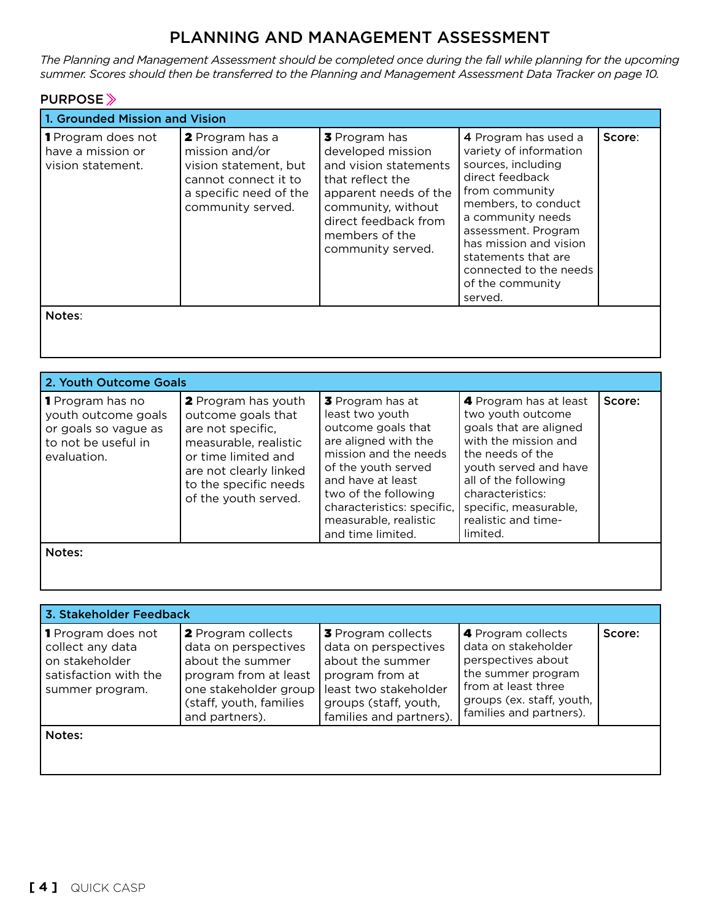# PLANNING AND MANAGEMENT ASSESSMENT

*The Planning and Management Assessment should be completed once during the fall while planning for the upcoming summer. Scores should then be transferred to the Planning and Management Assessment Data Tracker on page 10.*

## PURPOSE

| 1. Grounded Mission and Vision | | | | |
|---|---|---|---|---|
| **1** Program does not have a mission or vision statement. | **2** Program has a mission and/or vision statement, but cannot connect it to a specific need of the community served. | **3** Program has developed mission and vision statements that reflect the apparent needs of the community, without direct feedback from members of the community served. | **4** Program has used a variety of information sources, including direct feedback from community members, to conduct a community needs assessment. Program has mission and vision statements that are connected to the needs of the community served. | Score: |
| Notes: | | | | |

| 2. Youth Outcome Goals | | | | |
|---|---|---|---|---|
| **1** Program has no youth outcome goals or goals so vague as to not be useful in evaluation. | **2** Program has youth outcome goals that are not specific, measurable, realistic or time limited and are not clearly linked to the specific needs of the youth served. | **3** Program has at least two youth outcome goals that are aligned with the mission and the needs of the youth served and have at least two of the following characteristics: specific, measurable, realistic and time limited. | **4** Program has at least two youth outcome goals that are aligned with the mission and the needs of the youth served and have all of the following characteristics: specific, measurable, realistic and time-limited. | Score: |
| Notes: | | | | |

| 3. Stakeholder Feedback | | | | |
|---|---|---|---|---|
| **1** Program does not collect any data on stakeholder satisfaction with the summer program. | **2** Program collects data on perspectives about the summer program from at least one stakeholder group (staff, youth, families and partners). | **3** Program collects data on perspectives about the summer program from at least two stakeholder groups (staff, youth, families and partners). | **4** Program collects data on stakeholder perspectives about the summer program from at least three groups (ex. staff, youth, families and partners). | Score: |
| Notes: | | | | |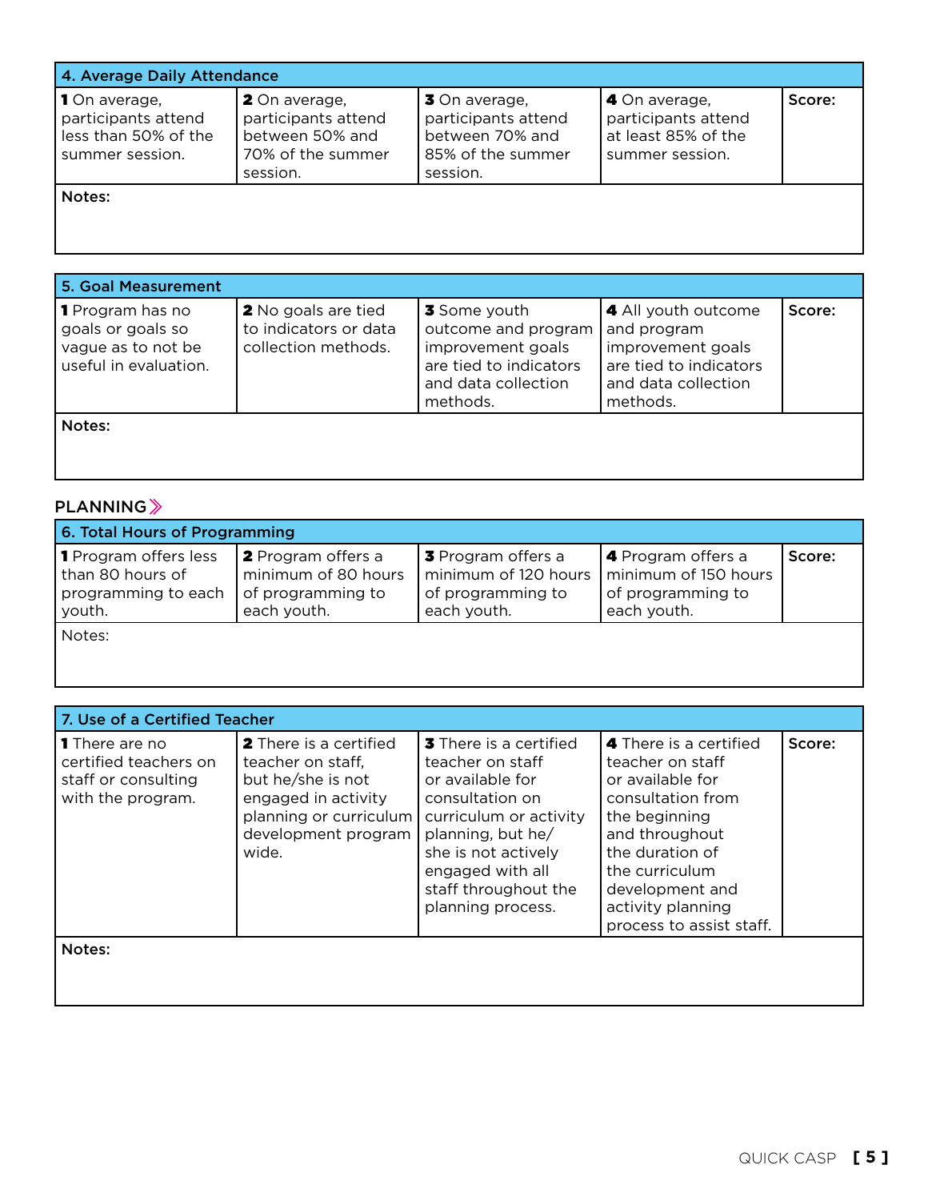| 4. Average Daily Attendance | | | | |
|---|---|---|---|---|
| **1** On average, participants attend less than 50% of the summer session. | **2** On average, participants attend between 50% and 70% of the summer session. | **3** On average, participants attend between 70% and 85% of the summer session. | **4** On average, participants attend at least 85% of the summer session. | **Score:** |
| **Notes:** | | | | |

| 5. Goal Measurement | | | | |
|---|---|---|---|---|
| **1** Program has no goals or goals so vague as to not be useful in evaluation. | **2** No goals are tied to indicators or data collection methods. | **3** Some youth outcome and program improvement goals are tied to indicators and data collection methods. | **4** All youth outcome and program improvement goals are tied to indicators and data collection methods. | **Score:** |
| **Notes:** | | | | |

## PLANNING

| 6. Total Hours of Programming | | | | |
|---|---|---|---|---|
| **1** Program offers less than 80 hours of programming to each youth. | **2** Program offers a minimum of 80 hours of programming to each youth. | **3** Program offers a minimum of 120 hours of programming to each youth. | **4** Program offers a minimum of 150 hours of programming to each youth. | **Score:** |
| Notes: | | | | |

| 7. Use of a Certified Teacher | | | | |
|---|---|---|---|---|
| **1** There are no certified teachers on staff or consulting with the program. | **2** There is a certified teacher on staff, but he/she is not engaged in activity planning or curriculum development program wide. | **3** There is a certified teacher on staff or available for consultation on curriculum or activity planning, but he/she is not actively engaged with all staff throughout the planning process. | **4** There is a certified teacher on staff or available for consultation from the beginning and throughout the duration of the curriculum development and activity planning process to assist staff. | **Score:** |
| **Notes:** | | | | |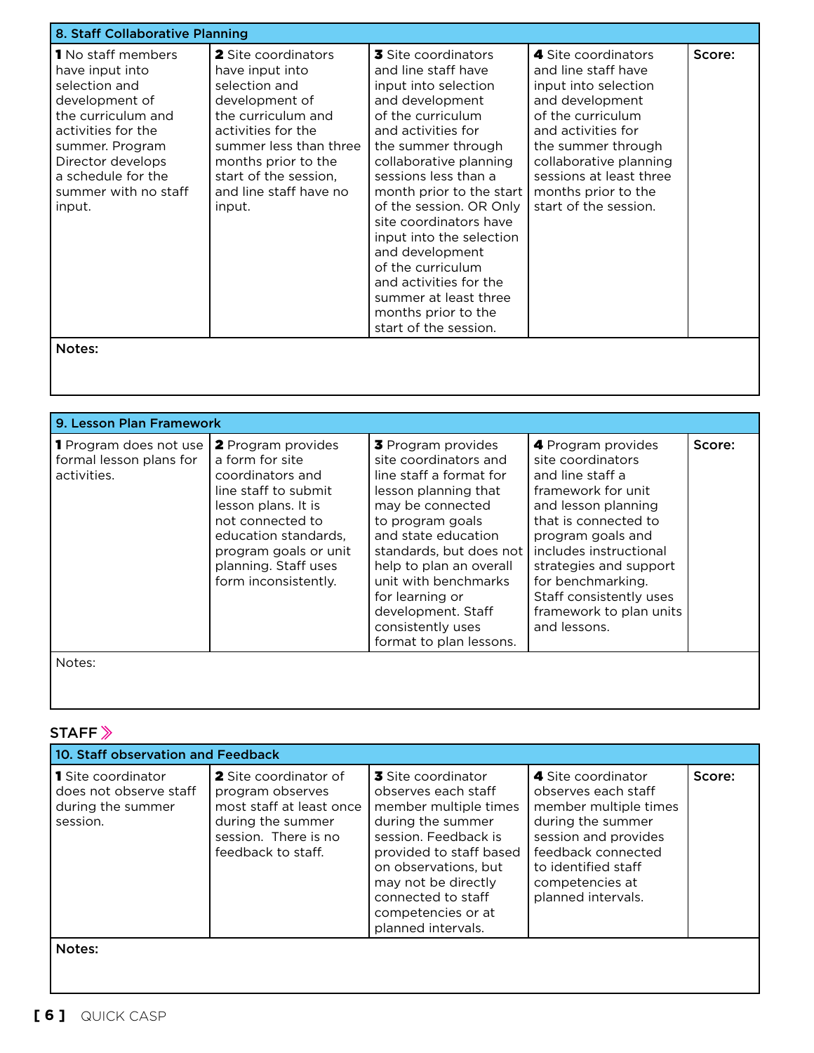| 8. Staff Collaborative Planning | | | | |
|---|---|---|---|---|
| **1** No staff members have input into selection and development of the curriculum and activities for the summer. Program Director develops a schedule for the summer with no staff input. | **2** Site coordinators have input into selection and development of the curriculum and activities for the summer less than three months prior to the start of the session, and line staff have no input. | **3** Site coordinators and line staff have input into selection and development of the curriculum and activities for the summer through collaborative planning sessions less than a month prior to the start of the session. OR Only site coordinators have input into the selection and development of the curriculum and activities for the summer at least three months prior to the start of the session. | **4** Site coordinators and line staff have input into selection and development of the curriculum and activities for the summer through collaborative planning sessions at least three months prior to the start of the session. | **Score:** |
| **Notes:** | | | | |

| 9. Lesson Plan Framework | | | | |
|---|---|---|---|---|
| **1** Program does not use formal lesson plans for activities. | **2** Program provides a form for site coordinators and line staff to submit lesson plans. It is not connected to education standards, program goals or unit planning. Staff uses form inconsistently. | **3** Program provides site coordinators and line staff a format for lesson planning that may be connected to program goals and state education standards, but does not help to plan an overall unit with benchmarks for learning or development. Staff consistently uses format to plan lessons. | **4** Program provides site coordinators and line staff a framework for unit and lesson planning that is connected to program goals and includes instructional strategies and support for benchmarking. Staff consistently uses framework to plan units and lessons. | **Score:** |
| Notes: | | | | |

## STAFF

| 10. Staff observation and Feedback | | | | |
|---|---|---|---|---|
| **1** Site coordinator does not observe staff during the summer session. | **2** Site coordinator of program observes most staff at least once during the summer session. There is no feedback to staff. | **3** Site coordinator observes each staff member multiple times during the summer session. Feedback is provided to staff based on observations, but may not be directly connected to staff competencies or at planned intervals. | **4** Site coordinator observes each staff member multiple times during the summer session and provides feedback connected to identified staff competencies at planned intervals. | **Score:** |
| **Notes:** | | | | |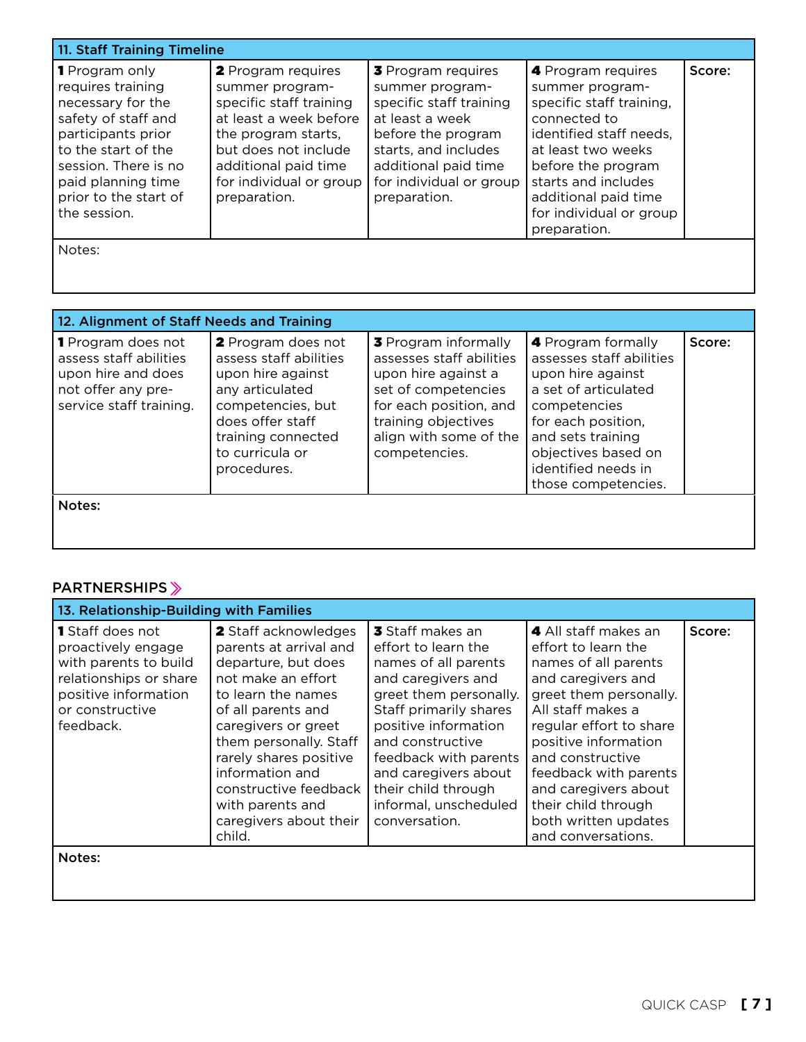| 11. Staff Training Timeline | | | | |
|---|---|---|---|---|
| **1** Program only requires training necessary for the safety of staff and participants prior to the start of the session. There is no paid planning time prior to the start of the session. | **2** Program requires summer program-specific staff training at least a week before the program starts, but does not include additional paid time for individual or group preparation. | **3** Program requires summer program-specific staff training at least a week before the program starts, and includes additional paid time for individual or group preparation. | **4** Program requires summer program-specific staff training, connected to identified staff needs, at least two weeks before the program starts and includes additional paid time for individual or group preparation. | Score: |
| Notes: | | | | |

| 12. Alignment of Staff Needs and Training | | | | |
|---|---|---|---|---|
| **1** Program does not assess staff abilities upon hire and does not offer any pre-service staff training. | **2** Program does not assess staff abilities upon hire against any articulated competencies, but does offer staff training connected to curricula or procedures. | **3** Program informally assesses staff abilities upon hire against a set of competencies for each position, and training objectives align with some of the competencies. | **4** Program formally assesses staff abilities upon hire against a set of articulated competencies for each position, and sets training objectives based on identified needs in those competencies. | Score: |
| Notes: | | | | |

## PARTNERSHIPS

| 13. Relationship-Building with Families | | | | |
|---|---|---|---|---|
| **1** Staff does not proactively engage with parents to build relationships or share positive information or constructive feedback. | **2** Staff acknowledges parents at arrival and departure, but does not make an effort to learn the names of all parents and caregivers or greet them personally. Staff rarely shares positive information and constructive feedback with parents and caregivers about their child. | **3** Staff makes an effort to learn the names of all parents and caregivers and greet them personally. Staff primarily shares positive information and constructive feedback with parents and caregivers about their child through informal, unscheduled conversation. | **4** All staff makes an effort to learn the names of all parents and caregivers and greet them personally. All staff makes a regular effort to share positive information and constructive feedback with parents and caregivers about their child through both written updates and conversations. | Score: |
| Notes: | | | | |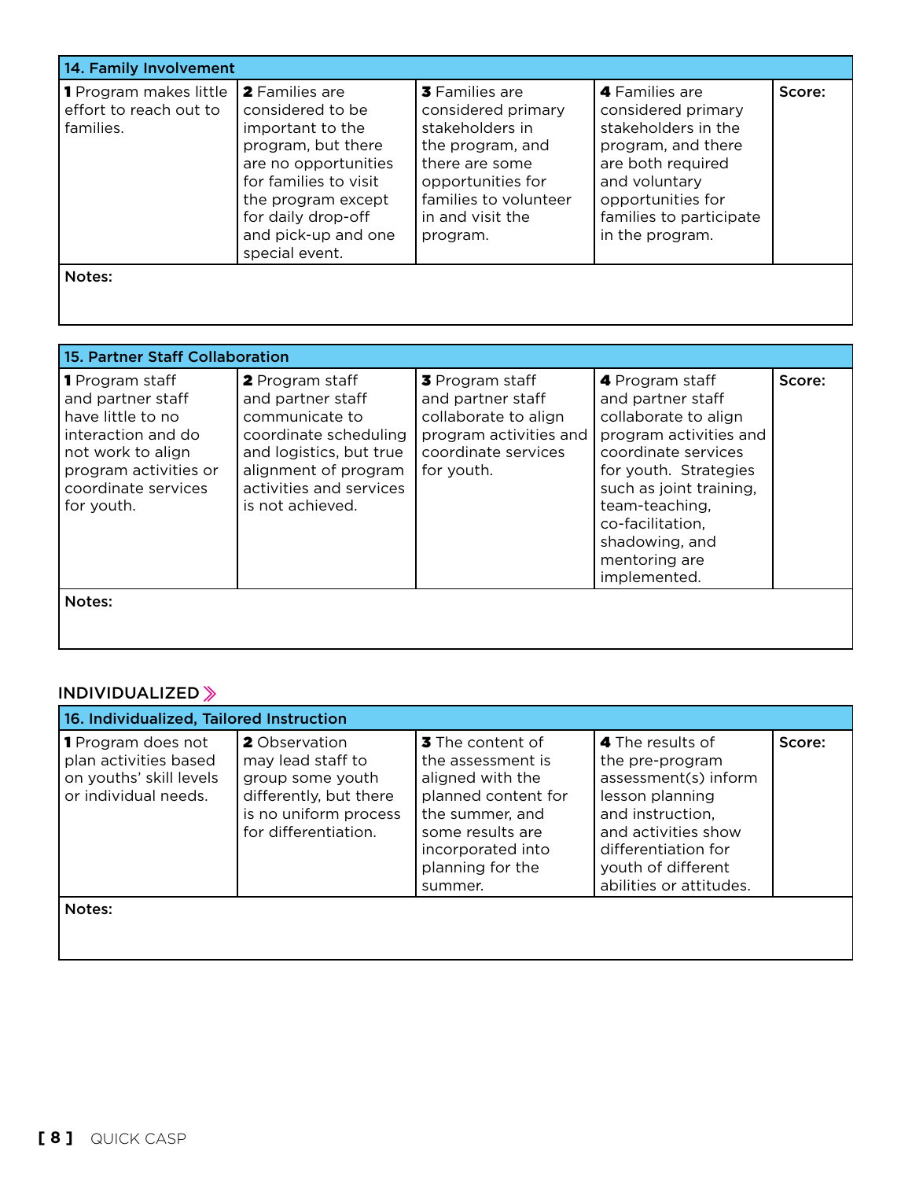| 14. Family Involvement | | | | |
|---|---|---|---|---|
| **1** Program makes little effort to reach out to families. | **2** Families are considered to be important to the program, but there are no opportunities for families to visit the program except for daily drop-off and pick-up and one special event. | **3** Families are considered primary stakeholders in the program, and there are some opportunities for families to volunteer in and visit the program. | **4** Families are considered primary stakeholders in the program, and there are both required and voluntary opportunities for families to participate in the program. | Score: |
| Notes: | | | | |

| 15. Partner Staff Collaboration | | | | |
|---|---|---|---|---|
| **1** Program staff and partner staff have little to no interaction and do not work to align program activities or coordinate services for youth. | **2** Program staff and partner staff communicate to coordinate scheduling and logistics, but true alignment of program activities and services is not achieved. | **3** Program staff and partner staff collaborate to align program activities and coordinate services for youth. | **4** Program staff and partner staff collaborate to align program activities and coordinate services for youth. Strategies such as joint training, team-teaching, co-facilitation, shadowing, and mentoring are implemented. | Score: |
| Notes: | | | | |

## INDIVIDUALIZED

| 16. Individualized, Tailored Instruction | | | | |
|---|---|---|---|---|
| **1** Program does not plan activities based on youths' skill levels or individual needs. | **2** Observation may lead staff to group some youth differently, but there is no uniform process for differentiation. | **3** The content of the assessment is aligned with the planned content for the summer, and some results are incorporated into planning for the summer. | **4** The results of the pre-program assessment(s) inform lesson planning and instruction, and activities show differentiation for youth of different abilities or attitudes. | Score: |
| Notes: | | | | |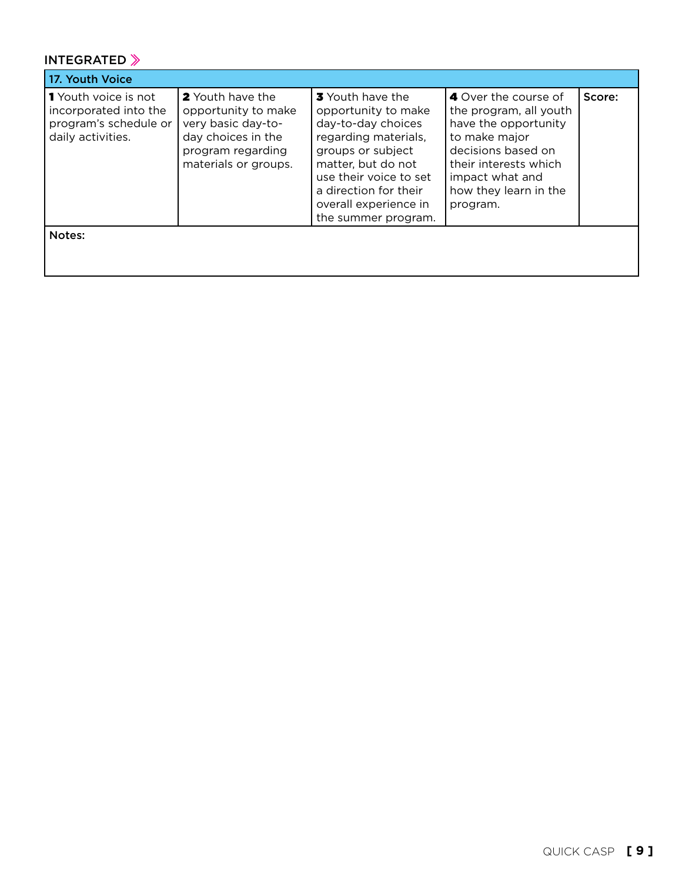## INTEGRATED »

| 17. Youth Voice | | | | |
|---|---|---|---|---|
| **1** Youth voice is not incorporated into the program's schedule or daily activities. | **2** Youth have the opportunity to make very basic day-to-day choices in the program regarding materials or groups. | **3** Youth have the opportunity to make day-to-day choices regarding materials, groups or subject matter, but do not use their voice to set a direction for their overall experience in the summer program. | **4** Over the course of the program, all youth have the opportunity to make major decisions based on their interests which impact what and how they learn in the program. | Score: |
| Notes: | | | | |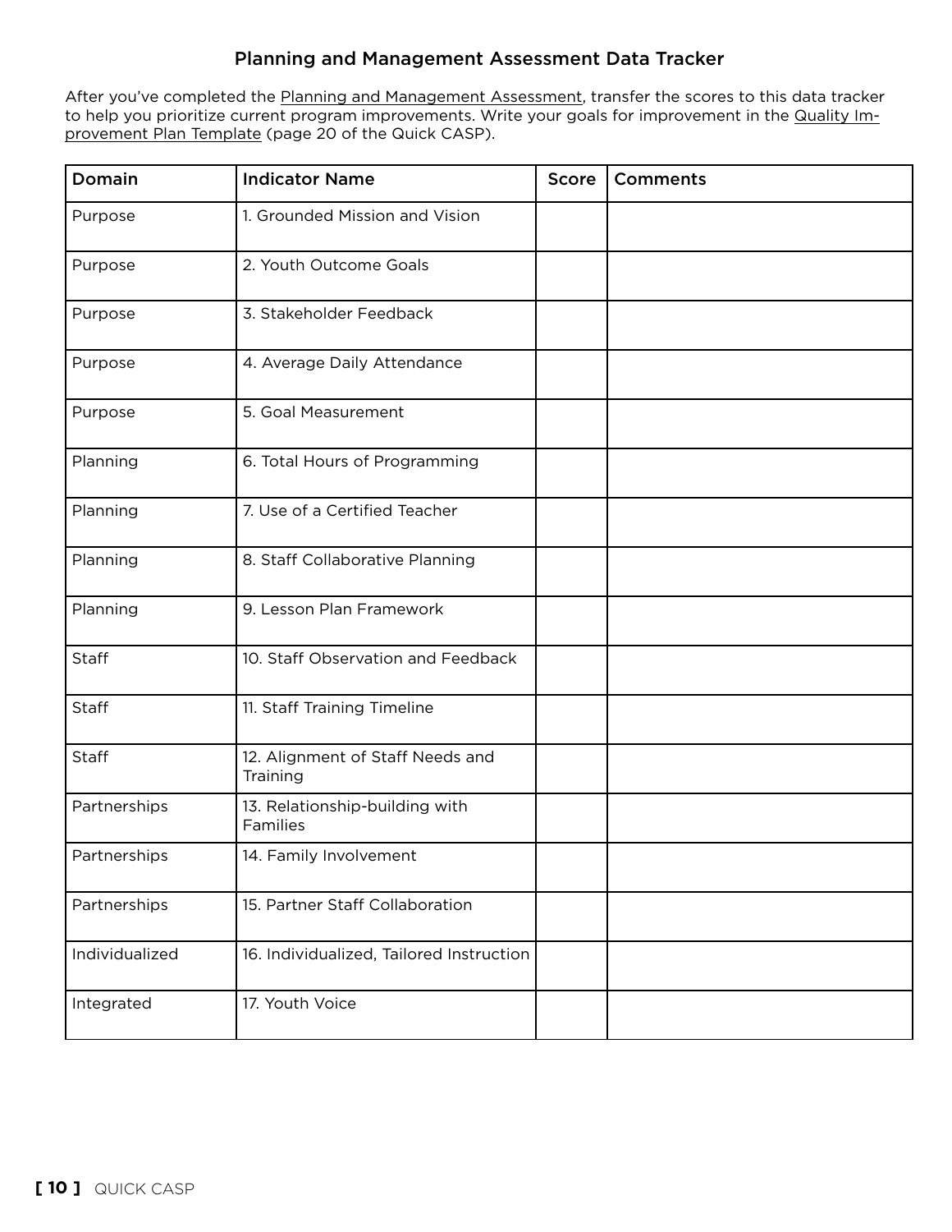## Planning and Management Assessment Data Tracker

After you've completed the Planning and Management Assessment, transfer the scores to this data tracker to help you prioritize current program improvements. Write your goals for improvement in the Quality Improvement Plan Template (page 20 of the Quick CASP).

| Domain | Indicator Name | Score | Comments |
|---|---|---|---|
| Purpose | 1. Grounded Mission and Vision | | |
| Purpose | 2. Youth Outcome Goals | | |
| Purpose | 3. Stakeholder Feedback | | |
| Purpose | 4. Average Daily Attendance | | |
| Purpose | 5. Goal Measurement | | |
| Planning | 6. Total Hours of Programming | | |
| Planning | 7. Use of a Certified Teacher | | |
| Planning | 8. Staff Collaborative Planning | | |
| Planning | 9. Lesson Plan Framework | | |
| Staff | 10. Staff Observation and Feedback | | |
| Staff | 11. Staff Training Timeline | | |
| Staff | 12. Alignment of Staff Needs and Training | | |
| Partnerships | 13. Relationship-building with Families | | |
| Partnerships | 14. Family Involvement | | |
| Partnerships | 15. Partner Staff Collaboration | | |
| Individualized | 16. Individualized, Tailored Instruction | | |
| Integrated | 17. Youth Voice | | |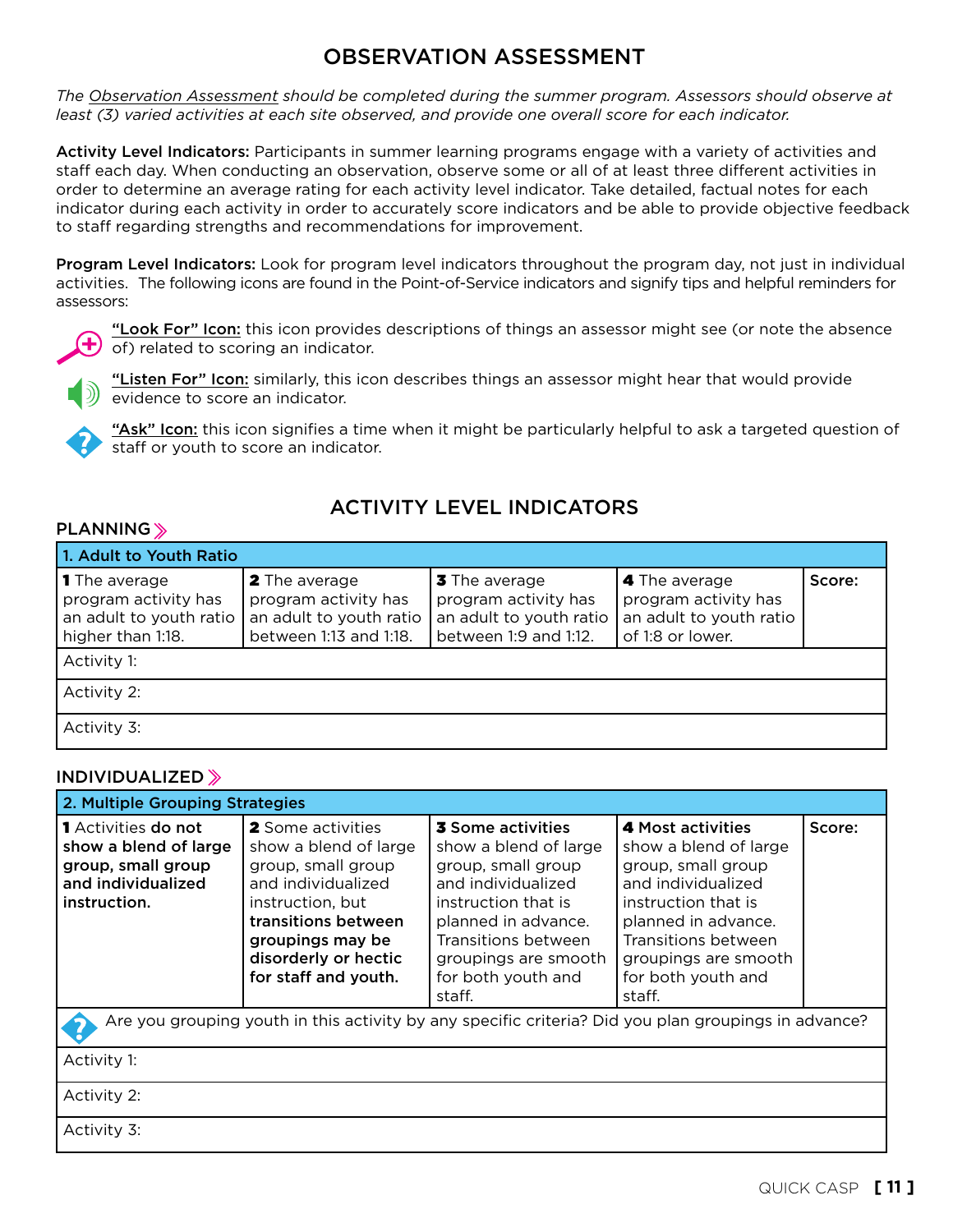# OBSERVATION ASSESSMENT

*The* <u>*Observation Assessment*</u> *should be completed during the summer program. Assessors should observe at least (3) varied activities at each site observed, and provide one overall score for each indicator.*

**Activity Level Indicators:** Participants in summer learning programs engage with a variety of activities and staff each day. When conducting an observation, observe some or all of at least three different activities in order to determine an average rating for each activity level indicator. Take detailed, factual notes for each indicator during each activity in order to accurately score indicators and be able to provide objective feedback to staff regarding strengths and recommendations for improvement.

**Program Level Indicators:** Look for program level indicators throughout the program day, not just in individual activities. The following icons are found in the Point-of-Service indicators and signify tips and helpful reminders for assessors:

**"Look For" Icon:** this icon provides descriptions of things an assessor might see (or note the absence of) related to scoring an indicator.

**"Listen For" Icon:** similarly, this icon describes things an assessor might hear that would provide evidence to score an indicator.

**"Ask" Icon:** this icon signifies a time when it might be particularly helpful to ask a targeted question of staff or youth to score an indicator.

## ACTIVITY LEVEL INDICATORS

### PLANNING

| 1. Adult to Youth Ratio | | | | |
|---|---|---|---|---|
| **1** The average program activity has an adult to youth ratio higher than 1:18. | **2** The average program activity has an adult to youth ratio between 1:13 and 1:18. | **3** The average program activity has an adult to youth ratio between 1:9 and 1:12. | **4** The average program activity has an adult to youth ratio of 1:8 or lower. | Score: |
| Activity 1: | | | | |
| Activity 2: | | | | |
| Activity 3: | | | | |

### INDIVIDUALIZED

| 2. Multiple Grouping Strategies | | | | |
|---|---|---|---|---|
| **1** Activities **do not show a blend of large group, small group and individualized instruction.** | **2** Some activities show a blend of large group, small group and individualized instruction, but **transitions between groupings may be disorderly or hectic for staff and youth.** | **3 Some activities** show a blend of large group, small group and individualized instruction that is planned in advance. Transitions between groupings are smooth for both youth and staff. | **4 Most activities** show a blend of large group, small group and individualized instruction that is planned in advance. Transitions between groupings are smooth for both youth and staff. | Score: |
| Are you grouping youth in this activity by any specific criteria? Did you plan groupings in advance? | | | | |
| Activity 1: | | | | |
| Activity 2: | | | | |
| Activity 3: | | | | |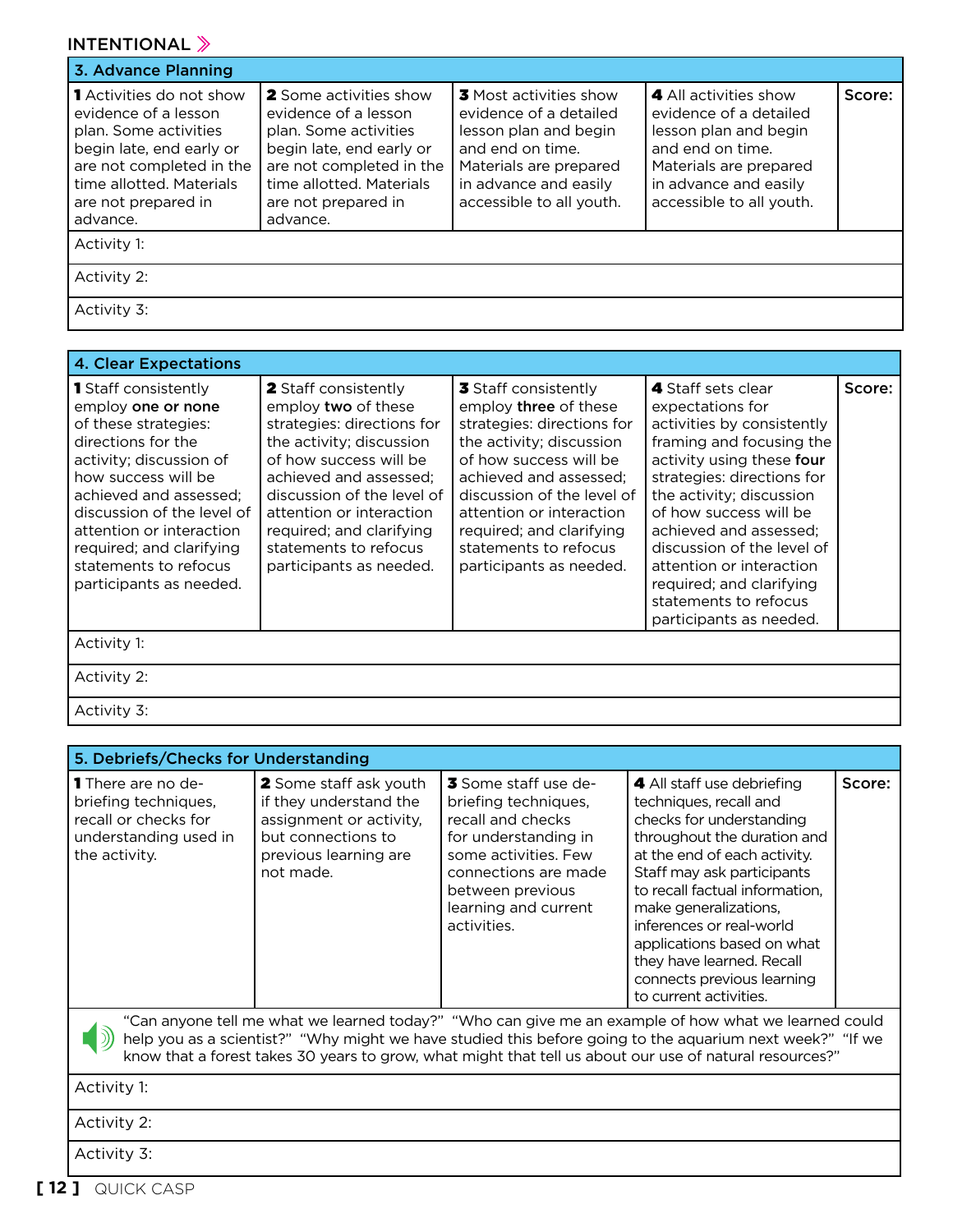INTENTIONAL

## 3. Advance Planning

| **1** Activities do not show evidence of a lesson plan. Some activities begin late, end early or are not completed in the time allotted. Materials are not prepared in advance. | **2** Some activities show evidence of a lesson plan. Some activities begin late, end early or are not completed in the time allotted. Materials are not prepared in advance. | **3** Most activities show evidence of a detailed lesson plan and begin and end on time. Materials are prepared in advance and easily accessible to all youth. | **4** All activities show evidence of a detailed lesson plan and begin and end on time. Materials are prepared in advance and easily accessible to all youth. | Score: |
|---|---|---|---|---|
| Activity 1: | | | | |
| Activity 2: | | | | |
| Activity 3: | | | | |

## 4. Clear Expectations

| **1** Staff consistently employ **one or none** of these strategies: directions for the activity; discussion of how success will be achieved and assessed; discussion of the level of attention or interaction required; and clarifying statements to refocus participants as needed. | **2** Staff consistently employ **two** of these strategies: directions for the activity; discussion of how success will be achieved and assessed; discussion of the level of attention or interaction required; and clarifying statements to refocus participants as needed. | **3** Staff consistently employ **three** of these strategies: directions for the activity; discussion of how success will be achieved and assessed; discussion of the level of attention or interaction required; and clarifying statements to refocus participants as needed. | **4** Staff sets clear expectations for activities by consistently framing and focusing the activity using these **four** strategies: directions for the activity; discussion of how success will be achieved and assessed; discussion of the level of attention or interaction required; and clarifying statements to refocus participants as needed. | Score: |
|---|---|---|---|---|
| Activity 1: | | | | |
| Activity 2: | | | | |
| Activity 3: | | | | |

## 5. Debriefs/Checks for Understanding

| **1** There are no debriefing techniques, recall or checks for understanding used in the activity. | **2** Some staff ask youth if they understand the assignment or activity, but connections to previous learning are not made. | **3** Some staff use debriefing techniques, recall and checks for understanding in some activities. Few connections are made between previous learning and current activities. | **4** All staff use debriefing techniques, recall and checks for understanding throughout the duration and at the end of each activity. Staff may ask participants to recall factual information, make generalizations, inferences or real-world applications based on what they have learned. Recall connects previous learning to current activities. | Score: |
|---|---|---|---|---|
| "Can anyone tell me what we learned today?" "Who can give me an example of how what we learned could help you as a scientist?" "Why might we have studied this before going to the aquarium next week?" "If we know that a forest takes 30 years to grow, what might that tell us about our use of natural resources?" | | | | |
| Activity 1: | | | | |
| Activity 2: | | | | |
| Activity 3: | | | | |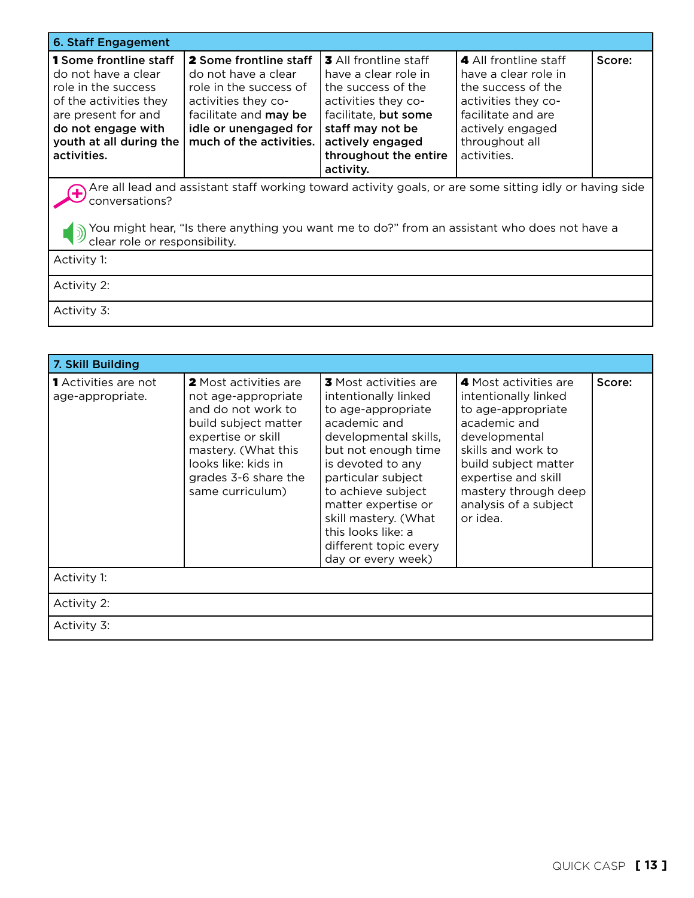## 6. Staff Engagement

| 1 | 2 | 3 | 4 | Score: |
|---|---|---|---|---|
| **1** **Some frontline staff** do not have a clear role in the success of the activities they are present for and **do not engage with youth at all during the activities.** | **2** **Some frontline staff** do not have a clear role in the success of activities they co-facilitate and **may be idle or unengaged for much of the activities.** | **3** All frontline staff have a clear role in the activities they co-facilitate, **but some staff may not be actively engaged throughout the entire activity.** | **4** All frontline staff have a clear role in the success of the activities they co-facilitate and are actively engaged throughout all activities. | |

Are all lead and assistant staff working toward activity goals, or are some sitting idly or having side conversations?

You might hear, "Is there anything you want me to do?" from an assistant who does not have a clear role or responsibility.

Activity 1:

Activity 2:

Activity 3:

## 7. Skill Building

| 1 | 2 | 3 | 4 | Score: |
|---|---|---|---|---|
| **1** Activities are not age-appropriate. | **2** Most activities are not age-appropriate and do not work to build subject matter expertise or skill mastery. (What this looks like: kids in grades 3-6 share the same curriculum) | **3** Most activities are intentionally linked to age-appropriate academic and developmental skills, but not enough time is devoted to any particular subject to achieve subject matter expertise or skill mastery. (What this looks like: a different topic every day or every week) | **4** Most activities are intentionally linked to age-appropriate academic and developmental skills and work to build subject matter expertise and skill mastery through deep analysis of a subject or idea. | |

Activity 1:

Activity 2:

Activity 3: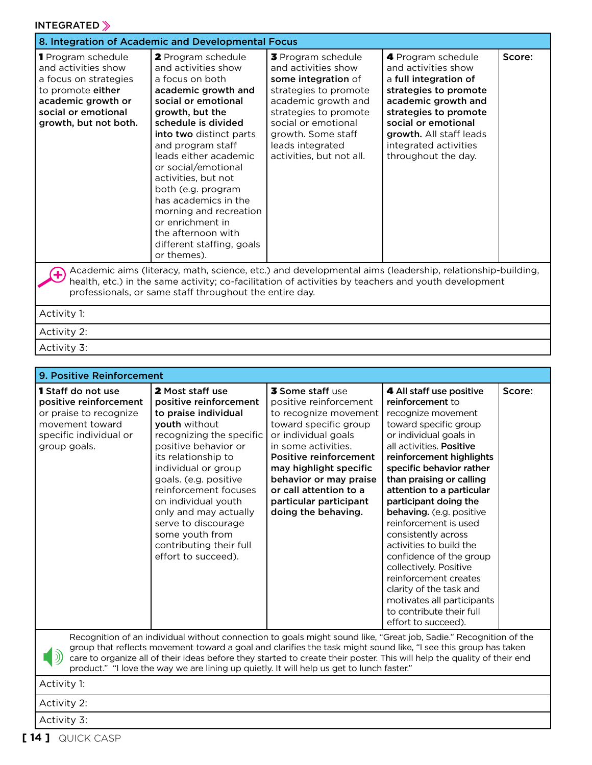INTEGRATED

| 8. Integration of Academic and Developmental Focus | | | | |
|---|---|---|---|---|
| **1** Program schedule and activities show a focus on strategies to promote **either academic growth or social or emotional growth, but not both.** | **2** Program schedule and activities show a focus on both **academic growth and social or emotional growth, but the schedule is divided into two** distinct parts and program staff leads either academic or social/emotional activities, but not both (e.g. program has academics in the morning and recreation or enrichment in the afternoon with different staffing, goals or themes). | **3** Program schedule and activities show **some integration** of strategies to promote academic growth and strategies to promote social or emotional growth. Some staff leads integrated activities, but not all. | **4** Program schedule and activities show a **full integration of strategies to promote academic growth and strategies to promote social or emotional growth.** All staff leads integrated activities throughout the day. | Score: |

Academic aims (literacy, math, science, etc.) and developmental aims (leadership, relationship-building, health, etc.) in the same activity; co-facilitation of activities by teachers and youth development professionals, or same staff throughout the entire day.

Activity 1:

Activity 2:

Activity 3:

| 9. Positive Reinforcement | | | | |
|---|---|---|---|---|
| **1 Staff do not use positive reinforcement** or praise to recognize movement toward specific individual or group goals. | **2 Most staff use positive reinforcement to praise individual youth** without recognizing the specific positive behavior or its relationship to individual or group goals. (e.g. positive reinforcement focuses on individual youth only and may actually serve to discourage some youth from contributing their full effort to succeed). | **3 Some staff** use positive reinforcement to recognize movement toward specific group or individual goals in some activities. **Positive reinforcement may highlight specific behavior or may praise or call attention to a particular participant doing the behaving.** | **4 All staff use positive reinforcement** to recognize movement toward specific group or individual goals in all activities. **Positive reinforcement highlights specific behavior rather than praising or calling attention to a particular participant doing the behaving.** (e.g. positive reinforcement is used consistently across activities to build the confidence of the group collectively. Positive reinforcement creates clarity of the task and motivates all participants to contribute their full effort to succeed). | Score: |

Recognition of an individual without connection to goals might sound like, "Great job, Sadie." Recognition of the group that reflects movement toward a goal and clarifies the task might sound like, "I see this group has taken care to organize all of their ideas before they started to create their poster. This will help the quality of their end product." "I love the way we are lining up quietly. It will help us get to lunch faster."

Activity 1:

Activity 2:

Activity 3: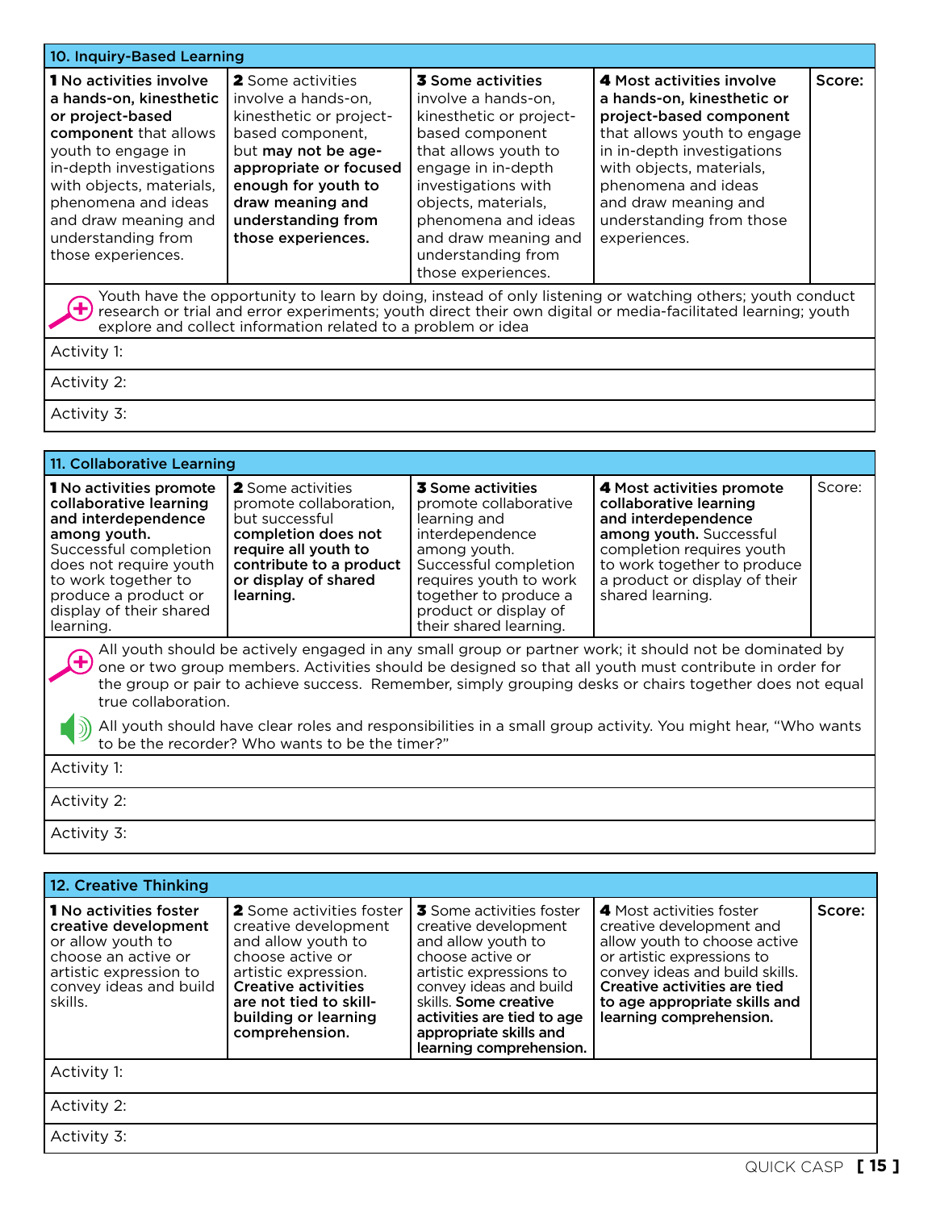## 10. Inquiry-Based Learning

| 1 | 2 | 3 | 4 | Score: |
|---|---|---|---|---|
| **1 No activities involve a hands-on, kinesthetic or project-based component** that allows youth to engage in in-depth investigations with objects, materials, phenomena and ideas and draw meaning and understanding from those experiences. | **2** Some activities involve a hands-on, kinesthetic or project-based component, but **may not be age-appropriate or focused enough for youth to draw meaning and understanding from those experiences.** | **3 Some activities** involve a hands-on, kinesthetic or project-based component that allows youth to engage in in-depth investigations with objects, materials, phenomena and ideas and draw meaning and understanding from those experiences. | **4 Most activities involve a hands-on, kinesthetic or project-based component** that allows youth to engage in in-depth investigations with objects, materials, phenomena and ideas and draw meaning and understanding from those experiences. | |

Youth have the opportunity to learn by doing, instead of only listening or watching others; youth conduct research or trial and error experiments; youth direct their own digital or media-facilitated learning; youth explore and collect information related to a problem or idea

Activity 1:

Activity 2:

Activity 3:

## 11. Collaborative Learning

| 1 | 2 | 3 | 4 | Score: |
|---|---|---|---|---|
| **1 No activities promote collaborative learning and interdependence among youth.** Successful completion does not require youth to work together to produce a product or display of their shared learning. | **2** Some activities promote collaboration, but successful **completion does not require all youth to contribute to a product or display of shared learning.** | **3 Some activities** promote collaborative learning and interdependence among youth. Successful completion requires youth to work together to produce a product or display of their shared learning. | **4 Most activities promote collaborative learning and interdependence among youth.** Successful completion requires youth to work together to produce a product or display of their shared learning. | |

All youth should be actively engaged in any small group or partner work; it should not be dominated by one or two group members. Activities should be designed so that all youth must contribute in order for the group or pair to achieve success. Remember, simply grouping desks or chairs together does not equal true collaboration.

All youth should have clear roles and responsibilities in a small group activity. You might hear, "Who wants to be the recorder? Who wants to be the timer?"

Activity 1:

Activity 2:

Activity 3:

## 12. Creative Thinking

| 1 | 2 | 3 | 4 | Score: |
|---|---|---|---|---|
| **1 No activities foster creative development** or allow youth to choose an active or artistic expression to convey ideas and build skills. | **2** Some activities foster creative development and allow youth to choose active or artistic expression. **Creative activities are not tied to skill-building or learning comprehension.** | **3** Some activities foster creative development and allow youth to choose active or artistic expressions to convey ideas and build skills. **Some creative activities are tied to age appropriate skills and learning comprehension.** | **4** Most activities foster creative development and allow youth to choose active or artistic expressions to convey ideas and build skills. **Creative activities are tied to age appropriate skills and learning comprehension.** | |

Activity 1:

Activity 2:

Activity 3: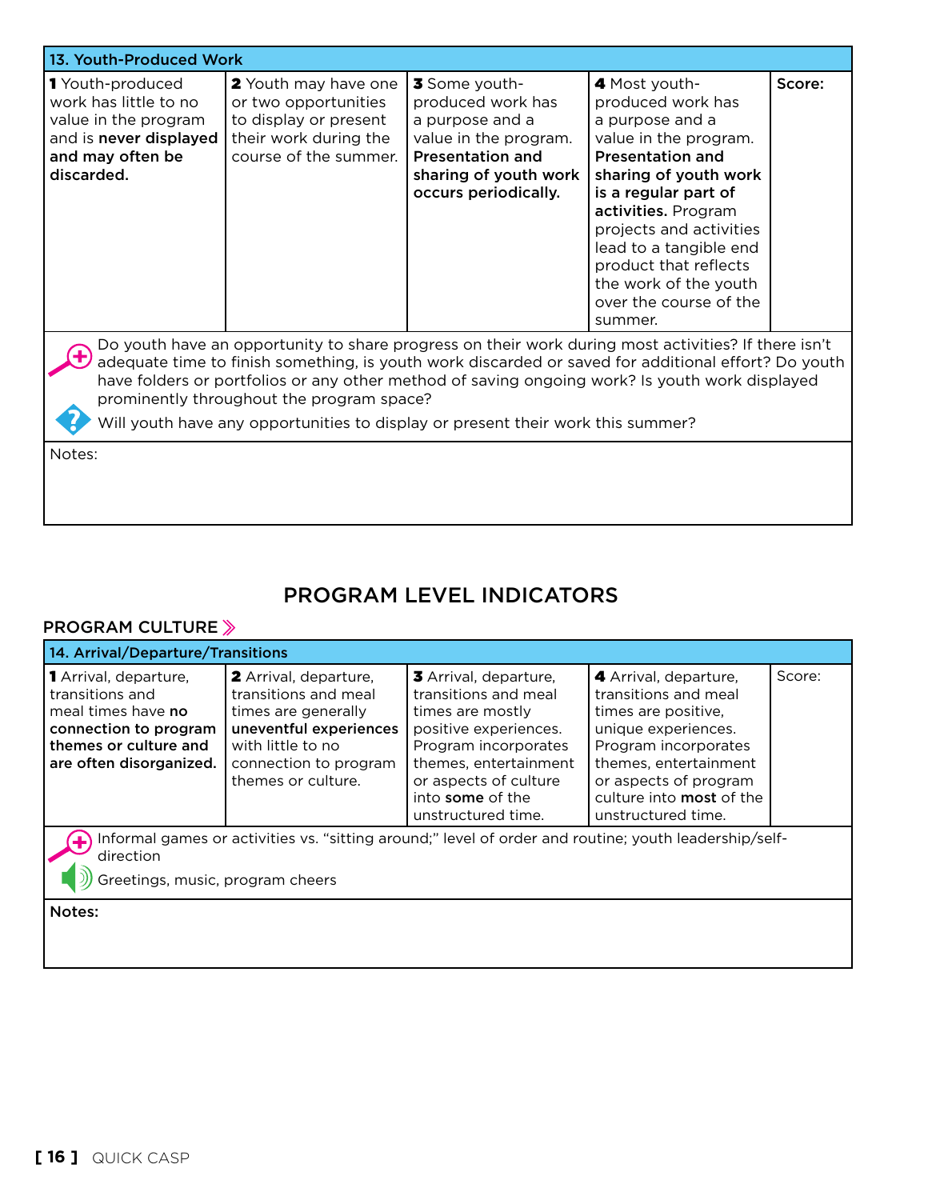| 13. Youth-Produced Work | | | | |
|---|---|---|---|---|
| **1** Youth-produced work has little to no value in the program and is **never displayed and may often be discarded.** | **2** Youth may have one or two opportunities to display or present their work during the course of the summer. | **3** Some youth-produced work has a purpose and a value in the program. **Presentation and sharing of youth work occurs periodically.** | **4** Most youth-produced work has a purpose and a value in the program. **Presentation and sharing of youth work is a regular part of activities.** Program projects and activities lead to a tangible end product that reflects the work of the youth over the course of the summer. | **Score:** |

Do youth have an opportunity to share progress on their work during most activities? If there isn't adequate time to finish something, is youth work discarded or saved for additional effort? Do youth have folders or portfolios or any other method of saving ongoing work? Is youth work displayed prominently throughout the program space?

Will youth have any opportunities to display or present their work this summer?

Notes:

## PROGRAM LEVEL INDICATORS

### PROGRAM CULTURE

| 14. Arrival/Departure/Transitions | | | | |
|---|---|---|---|---|
| **1** Arrival, departure, transitions and meal times have **no connection to program themes or culture and are often disorganized.** | **2** Arrival, departure, transitions and meal times are generally **uneventful experiences** with little to no connection to program themes or culture. | **3** Arrival, departure, transitions and meal times are mostly positive experiences. Program incorporates themes, entertainment or aspects of culture into **some** of the unstructured time. | **4** Arrival, departure, transitions and meal times are positive, unique experiences. Program incorporates themes, entertainment or aspects of program culture into **most** of the unstructured time. | Score: |

Informal games or activities vs. "sitting around;" level of order and routine; youth leadership/self-direction

Greetings, music, program cheers

**Notes:**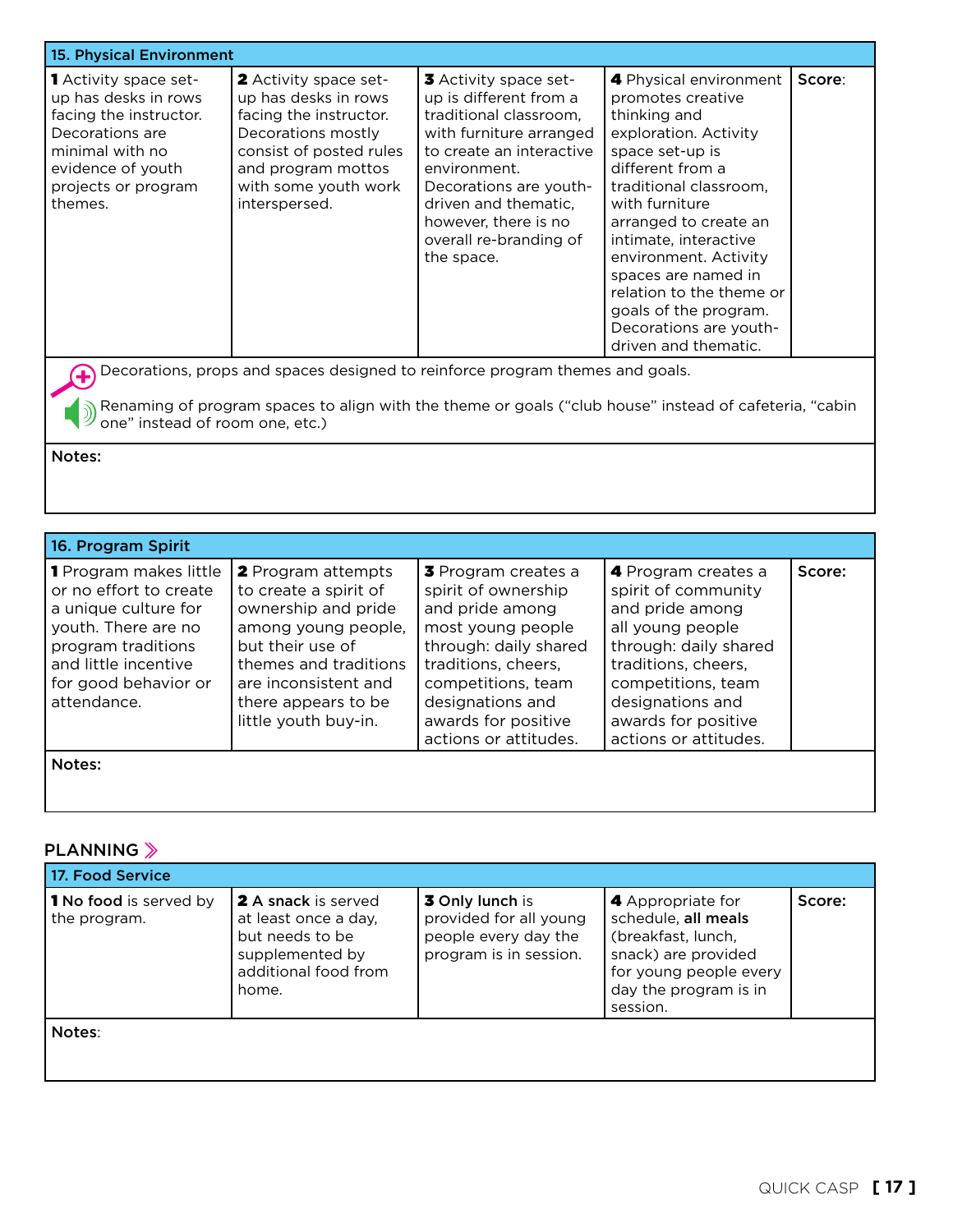| 15. Physical Environment | | | | |
|---|---|---|---|---|
| **1** Activity space set-up has desks in rows facing the instructor. Decorations are minimal with no evidence of youth projects or program themes. | **2** Activity space set-up has desks in rows facing the instructor. Decorations mostly consist of posted rules and program mottos with some youth work interspersed. | **3** Activity space set-up is different from a traditional classroom, with furniture arranged to create an interactive environment. Decorations are youth-driven and thematic, however, there is no overall re-branding of the space. | **4** Physical environment promotes creative thinking and exploration. Activity space set-up is different from a traditional classroom, with furniture arranged to create an intimate, interactive environment. Activity spaces are named in relation to the theme or goals of the program. Decorations are youth-driven and thematic. | Score: |

Decorations, props and spaces designed to reinforce program themes and goals.

Renaming of program spaces to align with the theme or goals ("club house" instead of cafeteria, "cabin one" instead of room one, etc.)

Notes:

| 16. Program Spirit | | | | |
|---|---|---|---|---|
| **1** Program makes little or no effort to create a unique culture for youth. There are no program traditions and little incentive for good behavior or attendance. | **2** Program attempts to create a spirit of ownership and pride among young people, but their use of themes and traditions are inconsistent and there appears to be little youth buy-in. | **3** Program creates a spirit of ownership and pride among most young people through: daily shared traditions, cheers, competitions, team designations and awards for positive actions or attitudes. | **4** Program creates a spirit of community and pride among all young people through: daily shared traditions, cheers, competitions, team designations and awards for positive actions or attitudes. | Score: |

Notes:

## PLANNING

| 17. Food Service | | | | |
|---|---|---|---|---|
| **1 No food** is served by the program. | **2 A snack** is served at least once a day, but needs to be supplemented by additional food from home. | **3 Only lunch** is provided for all young people every day the program is in session. | **4** Appropriate for schedule, **all meals** (breakfast, lunch, snack) are provided for young people every day the program is in session. | Score: |

Notes: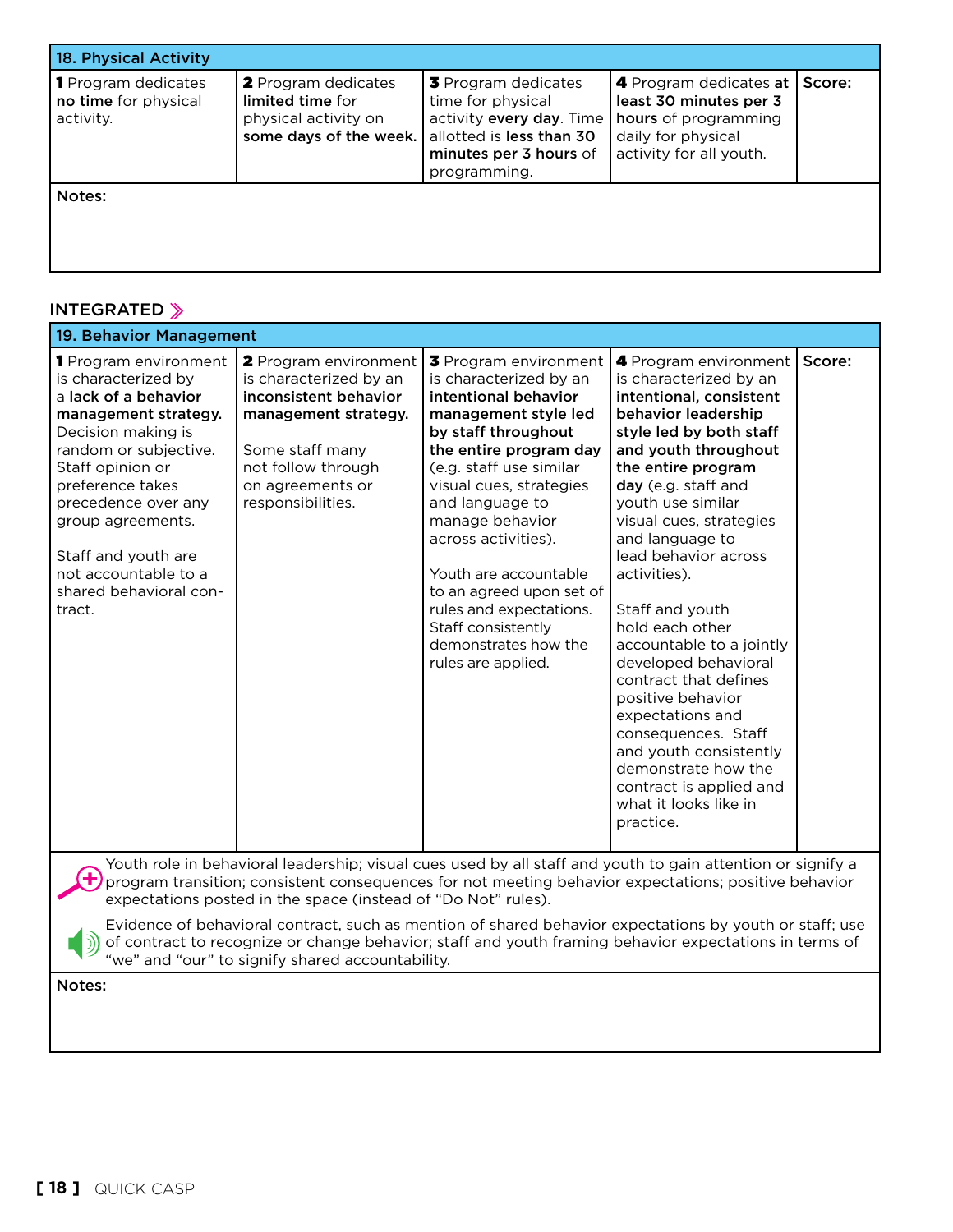| 18. Physical Activity | | | | |
|---|---|---|---|---|
| **1** Program dedicates **no time** for physical activity. | **2** Program dedicates **limited time** for physical activity on **some days of the week.** | **3** Program dedicates time for physical activity **every day**. Time allotted is **less than 30 minutes per 3 hours** of programming. | **4** Program dedicates **at least 30 minutes per 3 hours** of programming daily for physical activity for all youth. | Score: |
| Notes: | | | | |

## INTEGRATED »

| 19. Behavior Management | | | | |
|---|---|---|---|---|
| **1** Program environment is characterized by a **lack of a behavior management strategy.** Decision making is random or subjective. Staff opinion or preference takes precedence over any group agreements.<br><br>Staff and youth are not accountable to a shared behavioral contract. | **2** Program environment is characterized by an **inconsistent behavior management strategy.**<br><br>Some staff many not follow through on agreements or responsibilities. | **3** Program environment is characterized by an **intentional behavior management style led by staff throughout the entire program day** (e.g. staff use similar visual cues, strategies and language to manage behavior across activities).<br><br>Youth are accountable to an agreed upon set of rules and expectations. Staff consistently demonstrates how the rules are applied. | **4** Program environment is characterized by an **intentional, consistent behavior leadership style led by both staff and youth throughout the entire program day** (e.g. staff and youth use similar visual cues, strategies and language to lead behavior across activities).<br><br>Staff and youth hold each other accountable to a jointly developed behavioral contract that defines positive behavior expectations and consequences. Staff and youth consistently demonstrate how the contract is applied and what it looks like in practice. | Score: |
| Youth role in behavioral leadership; visual cues used by all staff and youth to gain attention or signify a program transition; consistent consequences for not meeting behavior expectations; positive behavior expectations posted in the space (instead of "Do Not" rules).<br><br>Evidence of behavioral contract, such as mention of shared behavior expectations by youth or staff; use of contract to recognize or change behavior; staff and youth framing behavior expectations in terms of "we" and "our" to signify shared accountability. | | | | |
| Notes: | | | | |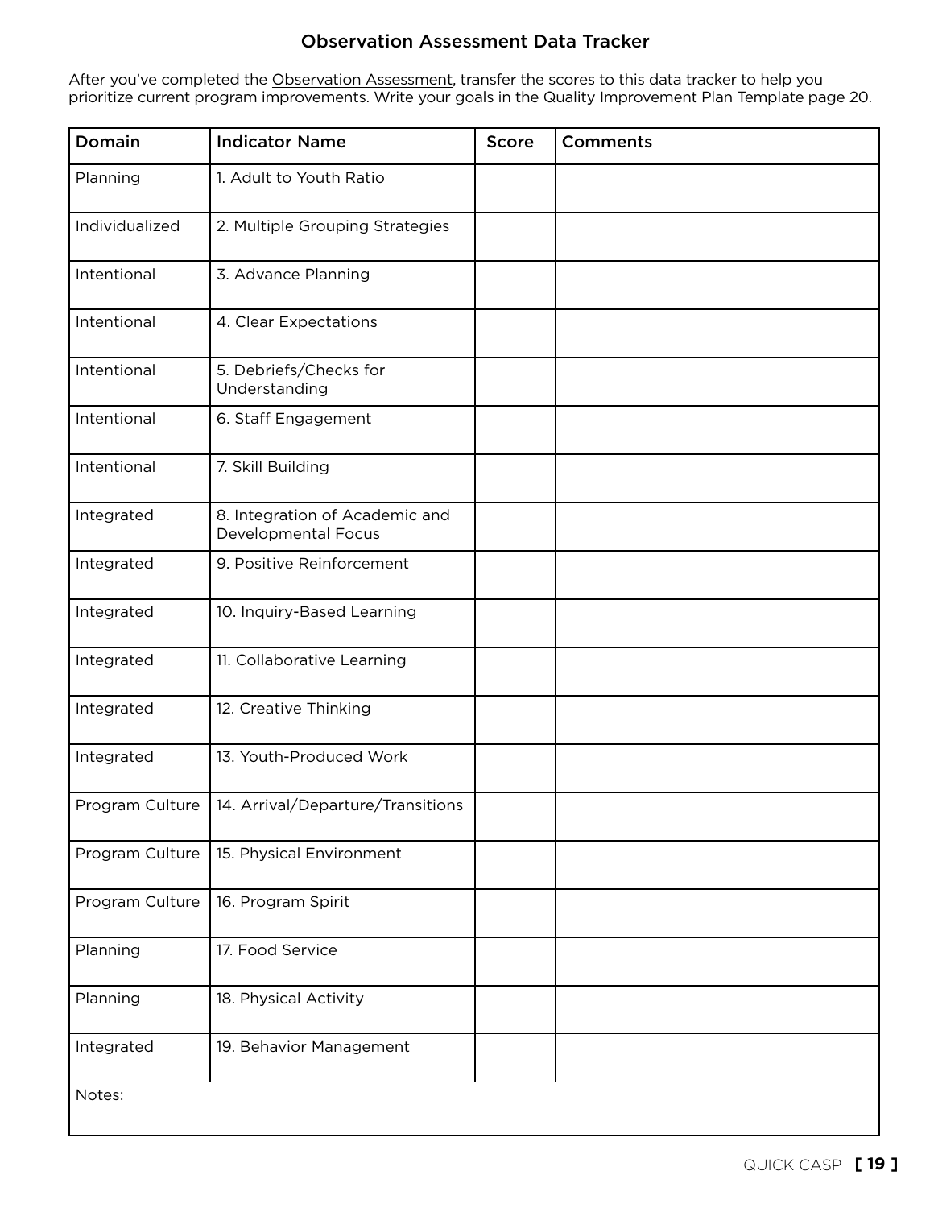## Observation Assessment Data Tracker

After you've completed the Observation Assessment, transfer the scores to this data tracker to help you prioritize current program improvements. Write your goals in the Quality Improvement Plan Template page 20.

| Domain | Indicator Name | Score | Comments |
|---|---|---|---|
| Planning | 1. Adult to Youth Ratio | | |
| Individualized | 2. Multiple Grouping Strategies | | |
| Intentional | 3. Advance Planning | | |
| Intentional | 4. Clear Expectations | | |
| Intentional | 5. Debriefs/Checks for Understanding | | |
| Intentional | 6. Staff Engagement | | |
| Intentional | 7. Skill Building | | |
| Integrated | 8. Integration of Academic and Developmental Focus | | |
| Integrated | 9. Positive Reinforcement | | |
| Integrated | 10. Inquiry-Based Learning | | |
| Integrated | 11. Collaborative Learning | | |
| Integrated | 12. Creative Thinking | | |
| Integrated | 13. Youth-Produced Work | | |
| Program Culture | 14. Arrival/Departure/Transitions | | |
| Program Culture | 15. Physical Environment | | |
| Program Culture | 16. Program Spirit | | |
| Planning | 17. Food Service | | |
| Planning | 18. Physical Activity | | |
| Integrated | 19. Behavior Management | | |
| Notes: | | | |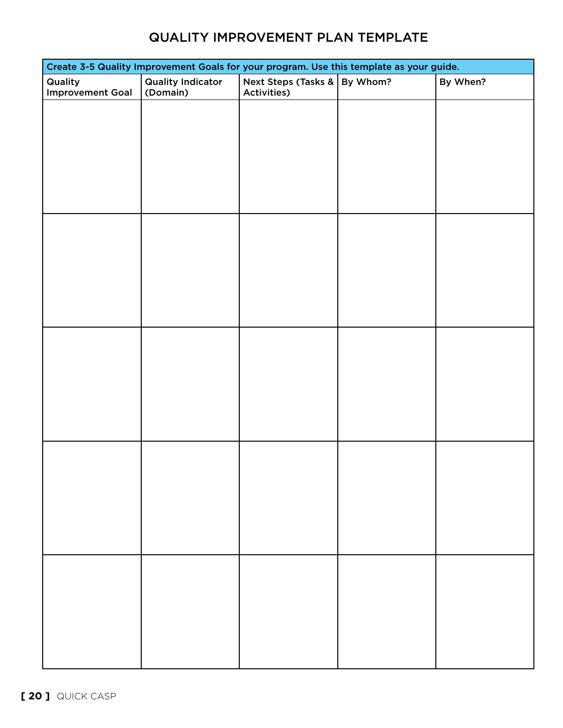# QUALITY IMPROVEMENT PLAN TEMPLATE

| Create 3-5 Quality Improvement Goals for your program. Use this template as your guide. | | | | |
|---|---|---|---|---|
| Quality Improvement Goal | Quality Indicator (Domain) | Next Steps (Tasks & Activities) | By Whom? | By When? |
| | | | | |
| | | | | |
| | | | | |
| | | | | |
| | | | | |